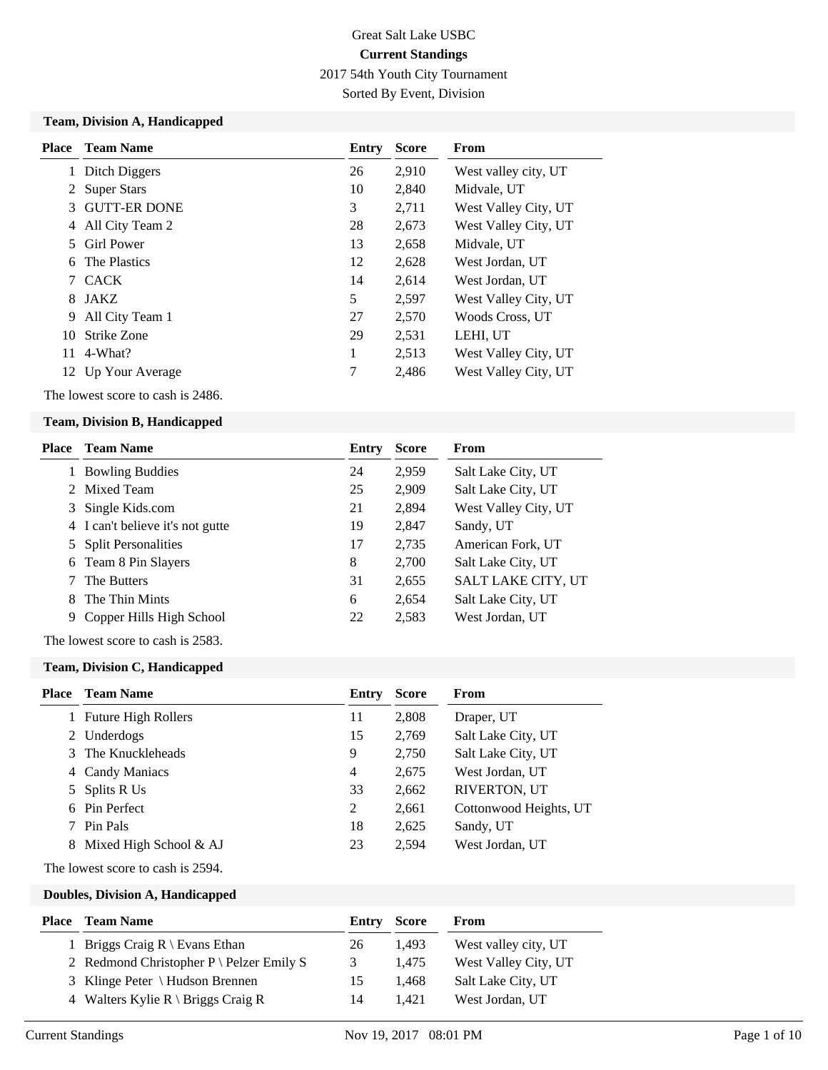Great Salt Lake USBC

**Current Standings**

2017 54th Youth City Tournament

Sorted By Event, Division

### Team, Division A, Handicapped

| Place | Team Name | Entry | Score | From |
|---|---|---|---|---|
| 1 | Ditch Diggers | 26 | 2,910 | West valley city, UT |
| 2 | Super Stars | 10 | 2,840 | Midvale, UT |
| 3 | GUTT-ER DONE | 3 | 2,711 | West Valley City, UT |
| 4 | All City Team 2 | 28 | 2,673 | West Valley City, UT |
| 5 | Girl Power | 13 | 2,658 | Midvale, UT |
| 6 | The Plastics | 12 | 2,628 | West Jordan, UT |
| 7 | CACK | 14 | 2,614 | West Jordan, UT |
| 8 | JAKZ | 5 | 2,597 | West Valley City, UT |
| 9 | All City Team 1 | 27 | 2,570 | Woods Cross, UT |
| 10 | Strike Zone | 29 | 2,531 | LEHI, UT |
| 11 | 4-What? | 1 | 2,513 | West Valley City, UT |
| 12 | Up Your Average | 7 | 2,486 | West Valley City, UT |

The lowest score to cash is 2486.

### Team, Division B, Handicapped

| Place | Team Name | Entry | Score | From |
|---|---|---|---|---|
| 1 | Bowling Buddies | 24 | 2,959 | Salt Lake City, UT |
| 2 | Mixed Team | 25 | 2,909 | Salt Lake City, UT |
| 3 | Single Kids.com | 21 | 2,894 | West Valley City, UT |
| 4 | I can't believe it's not gutte | 19 | 2,847 | Sandy, UT |
| 5 | Split Personalities | 17 | 2,735 | American Fork, UT |
| 6 | Team 8 Pin Slayers | 8 | 2,700 | Salt Lake City, UT |
| 7 | The Butters | 31 | 2,655 | SALT LAKE CITY, UT |
| 8 | The Thin Mints | 6 | 2,654 | Salt Lake City, UT |
| 9 | Copper Hills High School | 22 | 2,583 | West Jordan, UT |

The lowest score to cash is 2583.

### Team, Division C, Handicapped

| Place | Team Name | Entry | Score | From |
|---|---|---|---|---|
| 1 | Future High Rollers | 11 | 2,808 | Draper, UT |
| 2 | Underdogs | 15 | 2,769 | Salt Lake City, UT |
| 3 | The Knuckleheads | 9 | 2,750 | Salt Lake City, UT |
| 4 | Candy Maniacs | 4 | 2,675 | West Jordan, UT |
| 5 | Splits R Us | 33 | 2,662 | RIVERTON, UT |
| 6 | Pin Perfect | 2 | 2,661 | Cottonwood Heights, UT |
| 7 | Pin Pals | 18 | 2,625 | Sandy, UT |
| 8 | Mixed High School & AJ | 23 | 2,594 | West Jordan, UT |

The lowest score to cash is 2594.

### Doubles, Division A, Handicapped

| Place | Team Name | Entry | Score | From |
|---|---|---|---|---|
| 1 | Briggs Craig R \ Evans Ethan | 26 | 1,493 | West valley city, UT |
| 2 | Redmond Christopher P \ Pelzer Emily S | 3 | 1,475 | West Valley City, UT |
| 3 | Klinge Peter \ Hudson Brennen | 15 | 1,468 | Salt Lake City, UT |
| 4 | Walters Kylie R \ Briggs Craig R | 14 | 1,421 | West Jordan, UT |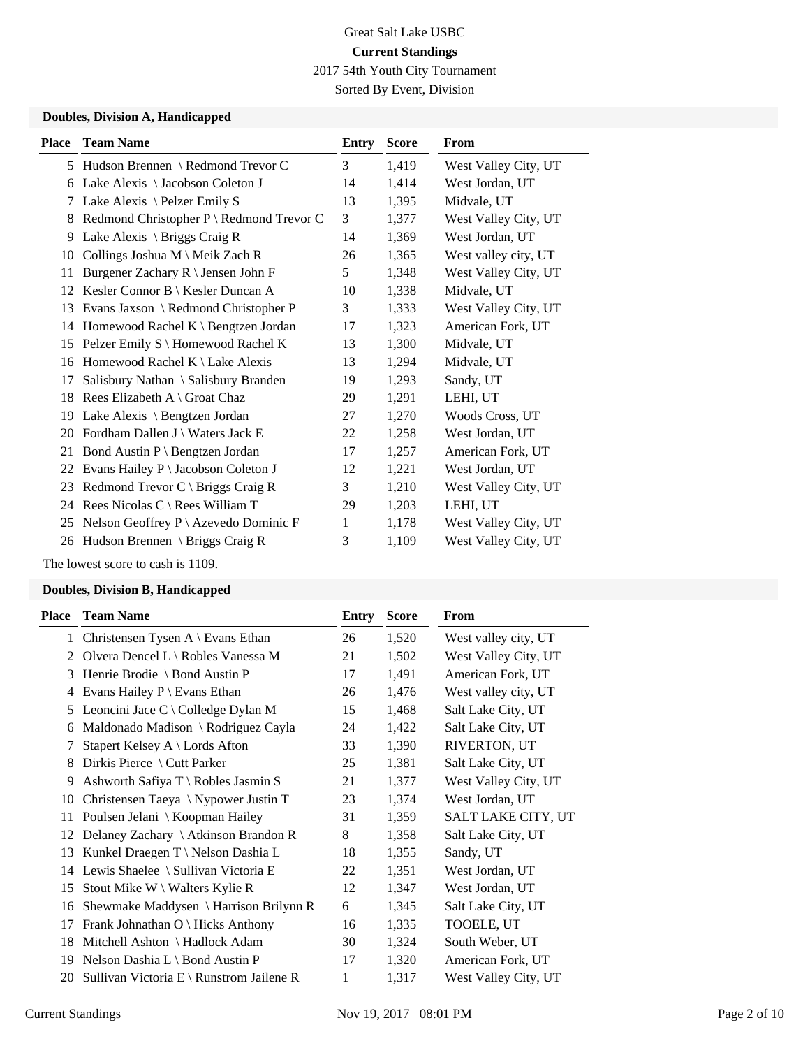Great Salt Lake USBC

**Current Standings**

2017 54th Youth City Tournament

Sorted By Event, Division

### Doubles, Division A, Handicapped

| Place | Team Name | Entry | Score | From |
|---|---|---|---|---|
| 5 | Hudson Brennen \ Redmond Trevor C | 3 | 1,419 | West Valley City, UT |
| 6 | Lake Alexis \ Jacobson Coleton J | 14 | 1,414 | West Jordan, UT |
| 7 | Lake Alexis \ Pelzer Emily S | 13 | 1,395 | Midvale, UT |
| 8 | Redmond Christopher P \ Redmond Trevor C | 3 | 1,377 | West Valley City, UT |
| 9 | Lake Alexis \ Briggs Craig R | 14 | 1,369 | West Jordan, UT |
| 10 | Collings Joshua M \ Meik Zach R | 26 | 1,365 | West valley city, UT |
| 11 | Burgener Zachary R \ Jensen John F | 5 | 1,348 | West Valley City, UT |
| 12 | Kesler Connor B \ Kesler Duncan A | 10 | 1,338 | Midvale, UT |
| 13 | Evans Jaxson \ Redmond Christopher P | 3 | 1,333 | West Valley City, UT |
| 14 | Homewood Rachel K \ Bengtzen Jordan | 17 | 1,323 | American Fork, UT |
| 15 | Pelzer Emily S \ Homewood Rachel K | 13 | 1,300 | Midvale, UT |
| 16 | Homewood Rachel K \ Lake Alexis | 13 | 1,294 | Midvale, UT |
| 17 | Salisbury Nathan \ Salisbury Branden | 19 | 1,293 | Sandy, UT |
| 18 | Rees Elizabeth A \ Groat Chaz | 29 | 1,291 | LEHI, UT |
| 19 | Lake Alexis \ Bengtzen Jordan | 27 | 1,270 | Woods Cross, UT |
| 20 | Fordham Dallen J \ Waters Jack E | 22 | 1,258 | West Jordan, UT |
| 21 | Bond Austin P \ Bengtzen Jordan | 17 | 1,257 | American Fork, UT |
| 22 | Evans Hailey P \ Jacobson Coleton J | 12 | 1,221 | West Jordan, UT |
| 23 | Redmond Trevor C \ Briggs Craig R | 3 | 1,210 | West Valley City, UT |
| 24 | Rees Nicolas C \ Rees William T | 29 | 1,203 | LEHI, UT |
| 25 | Nelson Geoffrey P \ Azevedo Dominic F | 1 | 1,178 | West Valley City, UT |
| 26 | Hudson Brennen \ Briggs Craig R | 3 | 1,109 | West Valley City, UT |

The lowest score to cash is 1109.

### Doubles, Division B, Handicapped

| Place | Team Name | Entry | Score | From |
|---|---|---|---|---|
| 1 | Christensen Tysen A \ Evans Ethan | 26 | 1,520 | West valley city, UT |
| 2 | Olvera Dencel L \ Robles Vanessa M | 21 | 1,502 | West Valley City, UT |
| 3 | Henrie Brodie \ Bond Austin P | 17 | 1,491 | American Fork, UT |
| 4 | Evans Hailey P \ Evans Ethan | 26 | 1,476 | West valley city, UT |
| 5 | Leoncini Jace C \ Colledge Dylan M | 15 | 1,468 | Salt Lake City, UT |
| 6 | Maldonado Madison \ Rodriguez Cayla | 24 | 1,422 | Salt Lake City, UT |
| 7 | Stapert Kelsey A \ Lords Afton | 33 | 1,390 | RIVERTON, UT |
| 8 | Dirkis Pierce \ Cutt Parker | 25 | 1,381 | Salt Lake City, UT |
| 9 | Ashworth Safiya T \ Robles Jasmin S | 21 | 1,377 | West Valley City, UT |
| 10 | Christensen Taeya \ Nypower Justin T | 23 | 1,374 | West Jordan, UT |
| 11 | Poulsen Jelani \ Koopman Hailey | 31 | 1,359 | SALT LAKE CITY, UT |
| 12 | Delaney Zachary \ Atkinson Brandon R | 8 | 1,358 | Salt Lake City, UT |
| 13 | Kunkel Draegen T \ Nelson Dashia L | 18 | 1,355 | Sandy, UT |
| 14 | Lewis Shaelee \ Sullivan Victoria E | 22 | 1,351 | West Jordan, UT |
| 15 | Stout Mike W \ Walters Kylie R | 12 | 1,347 | West Jordan, UT |
| 16 | Shewmake Maddysen \ Harrison Brilynn R | 6 | 1,345 | Salt Lake City, UT |
| 17 | Frank Johnathan O \ Hicks Anthony | 16 | 1,335 | TOOELE, UT |
| 18 | Mitchell Ashton \ Hadlock Adam | 30 | 1,324 | South Weber, UT |
| 19 | Nelson Dashia L \ Bond Austin P | 17 | 1,320 | American Fork, UT |
| 20 | Sullivan Victoria E \ Runstrom Jailene R | 1 | 1,317 | West Valley City, UT |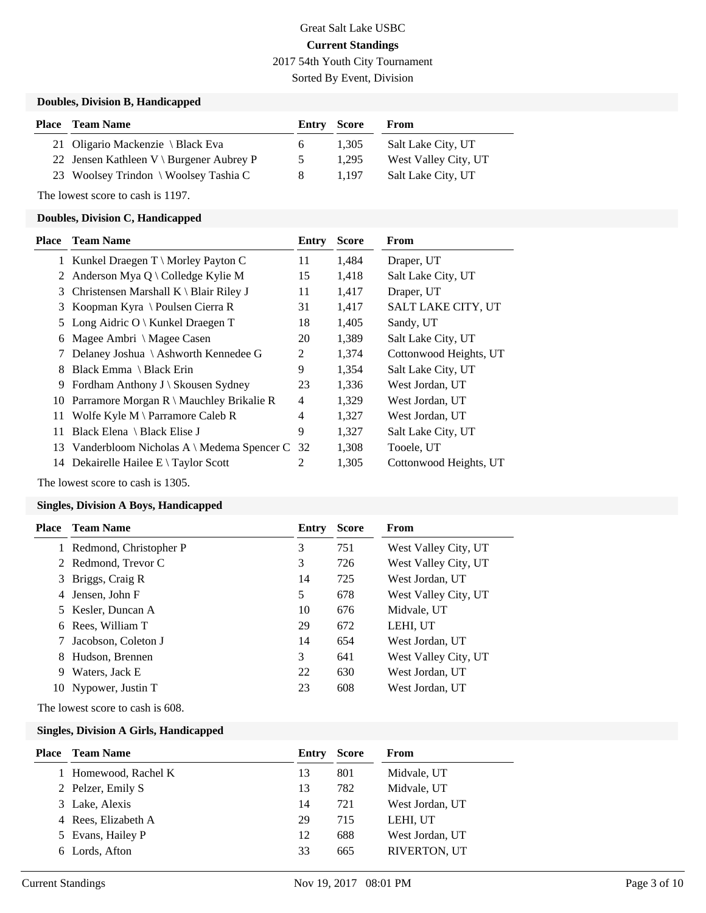Great Salt Lake USBC

**Current Standings**

2017 54th Youth City Tournament

Sorted By Event, Division

### Doubles, Division B, Handicapped

| Place | Team Name | Entry | Score | From |
|---|---|---|---|---|
| 21 | Oligario Mackenzie \ Black Eva | 6 | 1,305 | Salt Lake City, UT |
| 22 | Jensen Kathleen V \ Burgener Aubrey P | 5 | 1,295 | West Valley City, UT |
| 23 | Woolsey Trindon \ Woolsey Tashia C | 8 | 1,197 | Salt Lake City, UT |

The lowest score to cash is 1197.

### Doubles, Division C, Handicapped

| Place | Team Name | Entry | Score | From |
|---|---|---|---|---|
| 1 | Kunkel Draegen T \ Morley Payton C | 11 | 1,484 | Draper, UT |
| 2 | Anderson Mya Q \ Colledge Kylie M | 15 | 1,418 | Salt Lake City, UT |
| 3 | Christensen Marshall K \ Blair Riley J | 11 | 1,417 | Draper, UT |
| 3 | Koopman Kyra \ Poulsen Cierra R | 31 | 1,417 | SALT LAKE CITY, UT |
| 5 | Long Aidric O \ Kunkel Draegen T | 18 | 1,405 | Sandy, UT |
| 6 | Magee Ambri \ Magee Casen | 20 | 1,389 | Salt Lake City, UT |
| 7 | Delaney Joshua \ Ashworth Kennedee G | 2 | 1,374 | Cottonwood Heights, UT |
| 8 | Black Emma \ Black Erin | 9 | 1,354 | Salt Lake City, UT |
| 9 | Fordham Anthony J \ Skousen Sydney | 23 | 1,336 | West Jordan, UT |
| 10 | Parramore Morgan R \ Mauchley Brikalie R | 4 | 1,329 | West Jordan, UT |
| 11 | Wolfe Kyle M \ Parramore Caleb R | 4 | 1,327 | West Jordan, UT |
| 11 | Black Elena \ Black Elise J | 9 | 1,327 | Salt Lake City, UT |
| 13 | Vanderbloom Nicholas A \ Medema Spencer C | 32 | 1,308 | Tooele, UT |
| 14 | Dekairelle Hailee E \ Taylor Scott | 2 | 1,305 | Cottonwood Heights, UT |

The lowest score to cash is 1305.

### Singles, Division A Boys, Handicapped

| Place | Team Name | Entry | Score | From |
|---|---|---|---|---|
| 1 | Redmond, Christopher P | 3 | 751 | West Valley City, UT |
| 2 | Redmond, Trevor C | 3 | 726 | West Valley City, UT |
| 3 | Briggs, Craig R | 14 | 725 | West Jordan, UT |
| 4 | Jensen, John F | 5 | 678 | West Valley City, UT |
| 5 | Kesler, Duncan A | 10 | 676 | Midvale, UT |
| 6 | Rees, William T | 29 | 672 | LEHI, UT |
| 7 | Jacobson, Coleton J | 14 | 654 | West Jordan, UT |
| 8 | Hudson, Brennen | 3 | 641 | West Valley City, UT |
| 9 | Waters, Jack E | 22 | 630 | West Jordan, UT |
| 10 | Nypower, Justin T | 23 | 608 | West Jordan, UT |

The lowest score to cash is 608.

### Singles, Division A Girls, Handicapped

| Place | Team Name | Entry | Score | From |
|---|---|---|---|---|
| 1 | Homewood, Rachel K | 13 | 801 | Midvale, UT |
| 2 | Pelzer, Emily S | 13 | 782 | Midvale, UT |
| 3 | Lake, Alexis | 14 | 721 | West Jordan, UT |
| 4 | Rees, Elizabeth A | 29 | 715 | LEHI, UT |
| 5 | Evans, Hailey P | 12 | 688 | West Jordan, UT |
| 6 | Lords, Afton | 33 | 665 | RIVERTON, UT |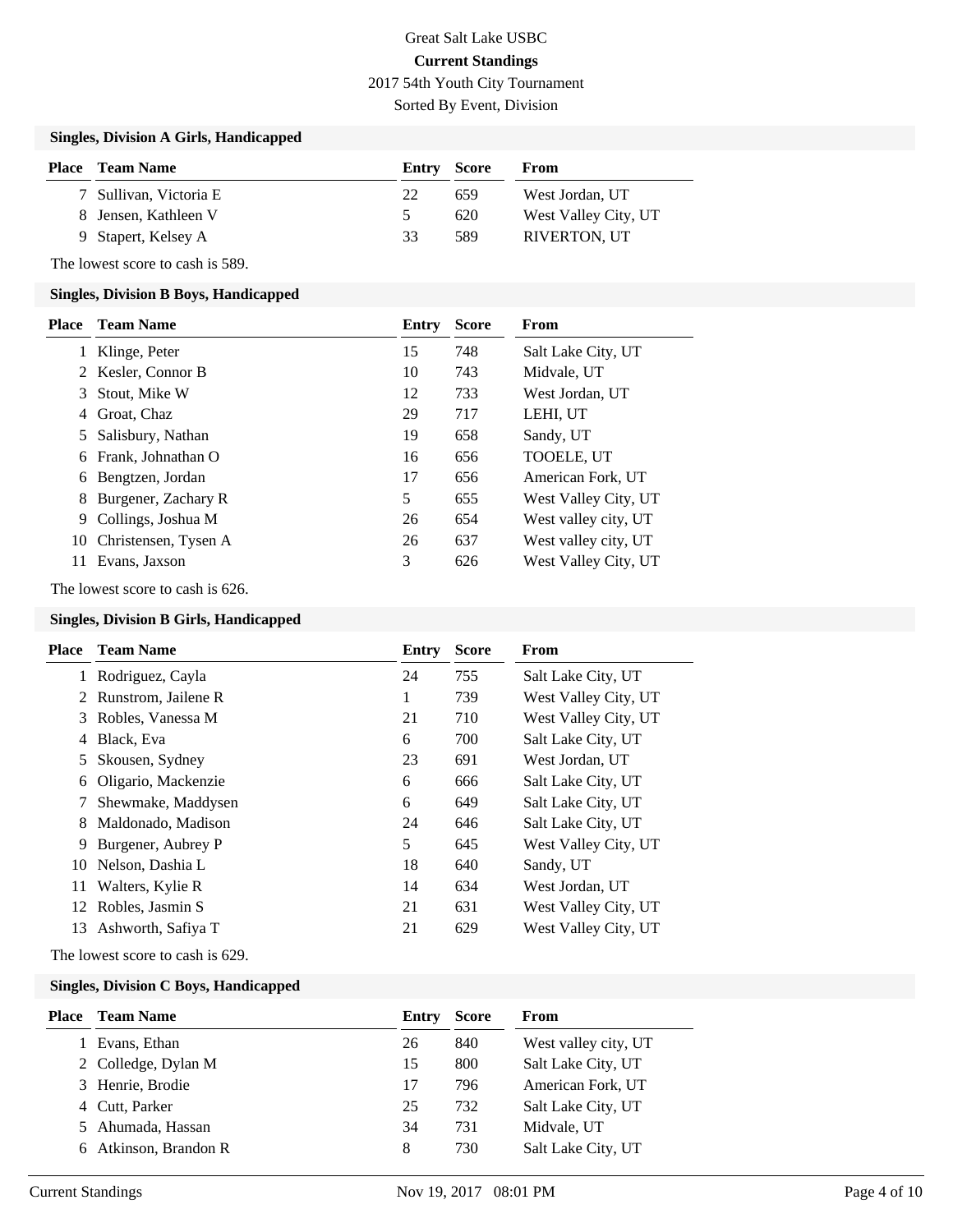# Great Salt Lake USBC

**Current Standings**

2017 54th Youth City Tournament

Sorted By Event, Division

### Singles, Division A Girls, Handicapped

| Place | Team Name | Entry | Score | From |
|---|---|---|---|---|
| 7 | Sullivan, Victoria E | 22 | 659 | West Jordan, UT |
| 8 | Jensen, Kathleen V | 5 | 620 | West Valley City, UT |
| 9 | Stapert, Kelsey A | 33 | 589 | RIVERTON, UT |

The lowest score to cash is 589.

### Singles, Division B Boys, Handicapped

| Place | Team Name | Entry | Score | From |
|---|---|---|---|---|
| 1 | Klinge, Peter | 15 | 748 | Salt Lake City, UT |
| 2 | Kesler, Connor B | 10 | 743 | Midvale, UT |
| 3 | Stout, Mike W | 12 | 733 | West Jordan, UT |
| 4 | Groat, Chaz | 29 | 717 | LEHI, UT |
| 5 | Salisbury, Nathan | 19 | 658 | Sandy, UT |
| 6 | Frank, Johnathan O | 16 | 656 | TOOELE, UT |
| 6 | Bengtzen, Jordan | 17 | 656 | American Fork, UT |
| 8 | Burgener, Zachary R | 5 | 655 | West Valley City, UT |
| 9 | Collings, Joshua M | 26 | 654 | West valley city, UT |
| 10 | Christensen, Tysen A | 26 | 637 | West valley city, UT |
| 11 | Evans, Jaxson | 3 | 626 | West Valley City, UT |

The lowest score to cash is 626.

### Singles, Division B Girls, Handicapped

| Place | Team Name | Entry | Score | From |
|---|---|---|---|---|
| 1 | Rodriguez, Cayla | 24 | 755 | Salt Lake City, UT |
| 2 | Runstrom, Jailene R | 1 | 739 | West Valley City, UT |
| 3 | Robles, Vanessa M | 21 | 710 | West Valley City, UT |
| 4 | Black, Eva | 6 | 700 | Salt Lake City, UT |
| 5 | Skousen, Sydney | 23 | 691 | West Jordan, UT |
| 6 | Oligario, Mackenzie | 6 | 666 | Salt Lake City, UT |
| 7 | Shewmake, Maddysen | 6 | 649 | Salt Lake City, UT |
| 8 | Maldonado, Madison | 24 | 646 | Salt Lake City, UT |
| 9 | Burgener, Aubrey P | 5 | 645 | West Valley City, UT |
| 10 | Nelson, Dashia L | 18 | 640 | Sandy, UT |
| 11 | Walters, Kylie R | 14 | 634 | West Jordan, UT |
| 12 | Robles, Jasmin S | 21 | 631 | West Valley City, UT |
| 13 | Ashworth, Safiya T | 21 | 629 | West Valley City, UT |

The lowest score to cash is 629.

### Singles, Division C Boys, Handicapped

| Place | Team Name | Entry | Score | From |
|---|---|---|---|---|
| 1 | Evans, Ethan | 26 | 840 | West valley city, UT |
| 2 | Colledge, Dylan M | 15 | 800 | Salt Lake City, UT |
| 3 | Henrie, Brodie | 17 | 796 | American Fork, UT |
| 4 | Cutt, Parker | 25 | 732 | Salt Lake City, UT |
| 5 | Ahumada, Hassan | 34 | 731 | Midvale, UT |
| 6 | Atkinson, Brandon R | 8 | 730 | Salt Lake City, UT |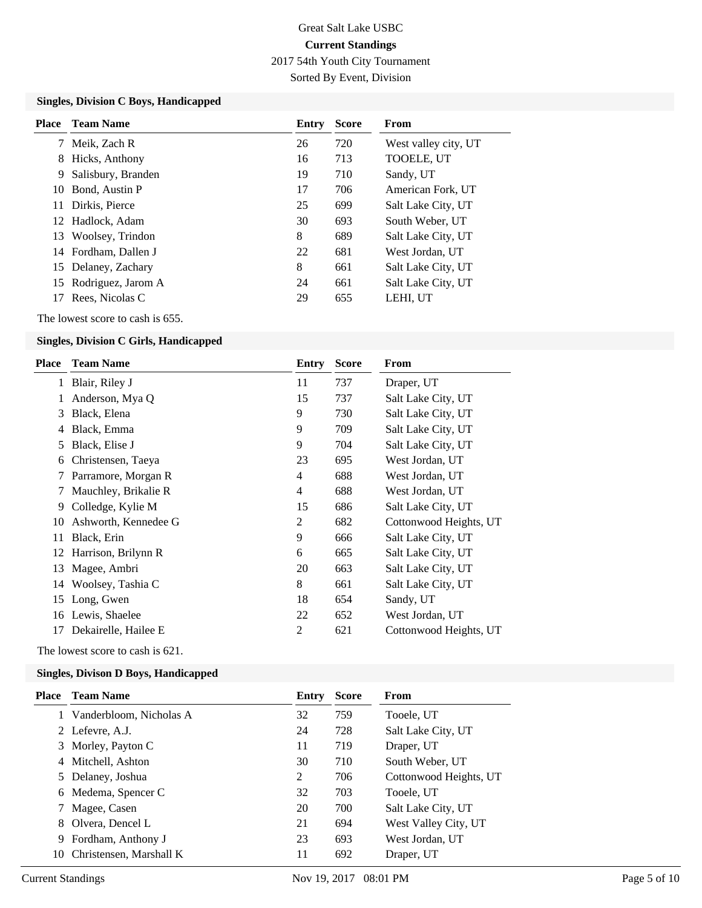Great Salt Lake USBC

**Current Standings**

2017 54th Youth City Tournament

Sorted By Event, Division

### Singles, Division C Boys, Handicapped

| Place | Team Name | Entry | Score | From |
|---|---|---|---|---|
| 7 | Meik, Zach R | 26 | 720 | West valley city, UT |
| 8 | Hicks, Anthony | 16 | 713 | TOOELE, UT |
| 9 | Salisbury, Branden | 19 | 710 | Sandy, UT |
| 10 | Bond, Austin P | 17 | 706 | American Fork, UT |
| 11 | Dirkis, Pierce | 25 | 699 | Salt Lake City, UT |
| 12 | Hadlock, Adam | 30 | 693 | South Weber, UT |
| 13 | Woolsey, Trindon | 8 | 689 | Salt Lake City, UT |
| 14 | Fordham, Dallen J | 22 | 681 | West Jordan, UT |
| 15 | Delaney, Zachary | 8 | 661 | Salt Lake City, UT |
| 15 | Rodriguez, Jarom A | 24 | 661 | Salt Lake City, UT |
| 17 | Rees, Nicolas C | 29 | 655 | LEHI, UT |

The lowest score to cash is 655.

### Singles, Division C Girls, Handicapped

| Place | Team Name | Entry | Score | From |
|---|---|---|---|---|
| 1 | Blair, Riley J | 11 | 737 | Draper, UT |
| 1 | Anderson, Mya Q | 15 | 737 | Salt Lake City, UT |
| 3 | Black, Elena | 9 | 730 | Salt Lake City, UT |
| 4 | Black, Emma | 9 | 709 | Salt Lake City, UT |
| 5 | Black, Elise J | 9 | 704 | Salt Lake City, UT |
| 6 | Christensen, Taeya | 23 | 695 | West Jordan, UT |
| 7 | Parramore, Morgan R | 4 | 688 | West Jordan, UT |
| 7 | Mauchley, Brikalie R | 4 | 688 | West Jordan, UT |
| 9 | Colledge, Kylie M | 15 | 686 | Salt Lake City, UT |
| 10 | Ashworth, Kennedee G | 2 | 682 | Cottonwood Heights, UT |
| 11 | Black, Erin | 9 | 666 | Salt Lake City, UT |
| 12 | Harrison, Brilynn R | 6 | 665 | Salt Lake City, UT |
| 13 | Magee, Ambri | 20 | 663 | Salt Lake City, UT |
| 14 | Woolsey, Tashia C | 8 | 661 | Salt Lake City, UT |
| 15 | Long, Gwen | 18 | 654 | Sandy, UT |
| 16 | Lewis, Shaelee | 22 | 652 | West Jordan, UT |
| 17 | Dekairelle, Hailee E | 2 | 621 | Cottonwood Heights, UT |

The lowest score to cash is 621.

### Singles, Divison D Boys, Handicapped

| Place | Team Name | Entry | Score | From |
|---|---|---|---|---|
| 1 | Vanderbloom, Nicholas A | 32 | 759 | Tooele, UT |
| 2 | Lefevre, A.J. | 24 | 728 | Salt Lake City, UT |
| 3 | Morley, Payton C | 11 | 719 | Draper, UT |
| 4 | Mitchell, Ashton | 30 | 710 | South Weber, UT |
| 5 | Delaney, Joshua | 2 | 706 | Cottonwood Heights, UT |
| 6 | Medema, Spencer C | 32 | 703 | Tooele, UT |
| 7 | Magee, Casen | 20 | 700 | Salt Lake City, UT |
| 8 | Olvera, Dencel L | 21 | 694 | West Valley City, UT |
| 9 | Fordham, Anthony J | 23 | 693 | West Jordan, UT |
| 10 | Christensen, Marshall K | 11 | 692 | Draper, UT |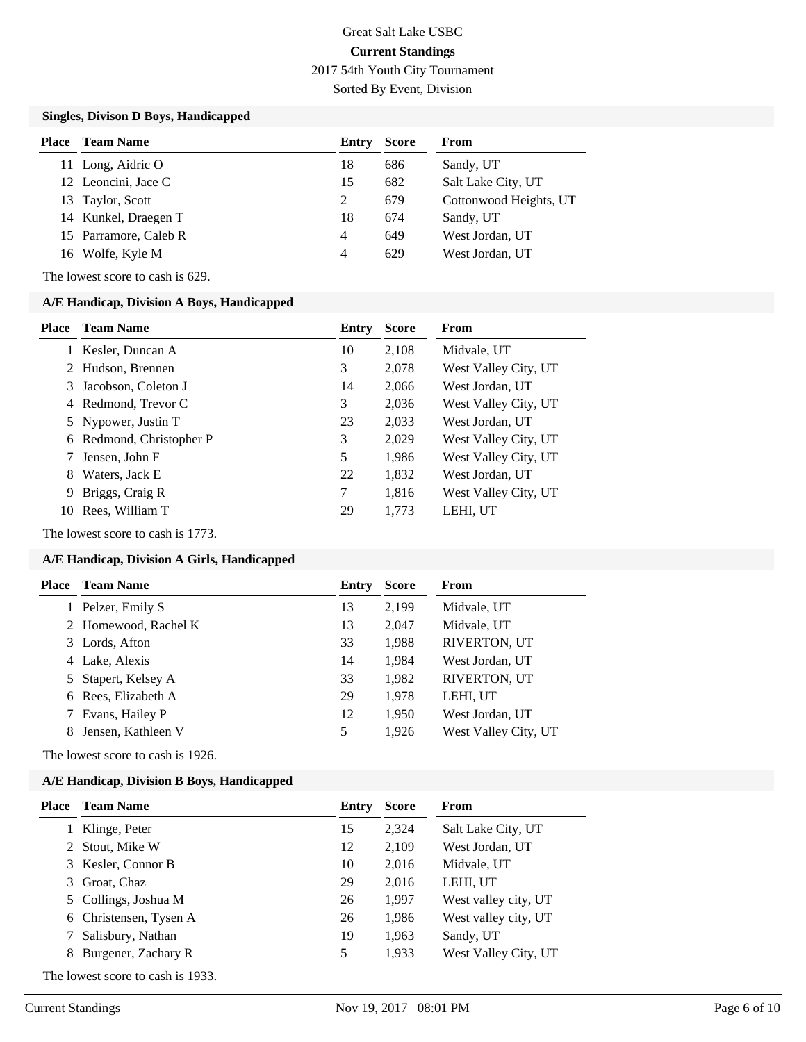# Great Salt Lake USBC

**Current Standings**

2017 54th Youth City Tournament

Sorted By Event, Division

### Singles, Divison D Boys, Handicapped

| Place | Team Name | Entry | Score | From |
|---|---|---|---|---|
| 11 | Long, Aidric O | 18 | 686 | Sandy, UT |
| 12 | Leoncini, Jace C | 15 | 682 | Salt Lake City, UT |
| 13 | Taylor, Scott | 2 | 679 | Cottonwood Heights, UT |
| 14 | Kunkel, Draegen T | 18 | 674 | Sandy, UT |
| 15 | Parramore, Caleb R | 4 | 649 | West Jordan, UT |
| 16 | Wolfe, Kyle M | 4 | 629 | West Jordan, UT |

The lowest score to cash is 629.

### A/E Handicap, Division A Boys, Handicapped

| Place | Team Name | Entry | Score | From |
|---|---|---|---|---|
| 1 | Kesler, Duncan A | 10 | 2,108 | Midvale, UT |
| 2 | Hudson, Brennen | 3 | 2,078 | West Valley City, UT |
| 3 | Jacobson, Coleton J | 14 | 2,066 | West Jordan, UT |
| 4 | Redmond, Trevor C | 3 | 2,036 | West Valley City, UT |
| 5 | Nypower, Justin T | 23 | 2,033 | West Jordan, UT |
| 6 | Redmond, Christopher P | 3 | 2,029 | West Valley City, UT |
| 7 | Jensen, John F | 5 | 1,986 | West Valley City, UT |
| 8 | Waters, Jack E | 22 | 1,832 | West Jordan, UT |
| 9 | Briggs, Craig R | 7 | 1,816 | West Valley City, UT |
| 10 | Rees, William T | 29 | 1,773 | LEHI, UT |

The lowest score to cash is 1773.

### A/E Handicap, Division A Girls, Handicapped

| Place | Team Name | Entry | Score | From |
|---|---|---|---|---|
| 1 | Pelzer, Emily S | 13 | 2,199 | Midvale, UT |
| 2 | Homewood, Rachel K | 13 | 2,047 | Midvale, UT |
| 3 | Lords, Afton | 33 | 1,988 | RIVERTON, UT |
| 4 | Lake, Alexis | 14 | 1,984 | West Jordan, UT |
| 5 | Stapert, Kelsey A | 33 | 1,982 | RIVERTON, UT |
| 6 | Rees, Elizabeth A | 29 | 1,978 | LEHI, UT |
| 7 | Evans, Hailey P | 12 | 1,950 | West Jordan, UT |
| 8 | Jensen, Kathleen V | 5 | 1,926 | West Valley City, UT |

The lowest score to cash is 1926.

### A/E Handicap, Division B Boys, Handicapped

| Place | Team Name | Entry | Score | From |
|---|---|---|---|---|
| 1 | Klinge, Peter | 15 | 2,324 | Salt Lake City, UT |
| 2 | Stout, Mike W | 12 | 2,109 | West Jordan, UT |
| 3 | Kesler, Connor B | 10 | 2,016 | Midvale, UT |
| 3 | Groat, Chaz | 29 | 2,016 | LEHI, UT |
| 5 | Collings, Joshua M | 26 | 1,997 | West valley city, UT |
| 6 | Christensen, Tysen A | 26 | 1,986 | West valley city, UT |
| 7 | Salisbury, Nathan | 19 | 1,963 | Sandy, UT |
| 8 | Burgener, Zachary R | 5 | 1,933 | West Valley City, UT |

The lowest score to cash is 1933.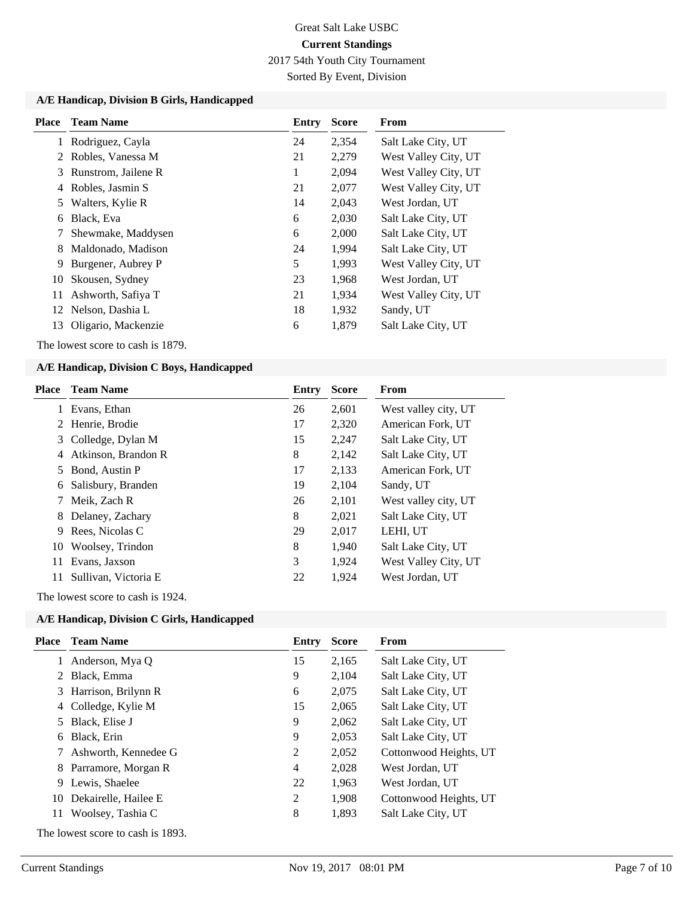Great Salt Lake USBC

**Current Standings**

2017 54th Youth City Tournament

Sorted By Event, Division

### A/E Handicap, Division B Girls, Handicapped

| Place | Team Name | Entry | Score | From |
|---|---|---|---|---|
| 1 | Rodriguez, Cayla | 24 | 2,354 | Salt Lake City, UT |
| 2 | Robles, Vanessa M | 21 | 2,279 | West Valley City, UT |
| 3 | Runstrom, Jailene R | 1 | 2,094 | West Valley City, UT |
| 4 | Robles, Jasmin S | 21 | 2,077 | West Valley City, UT |
| 5 | Walters, Kylie R | 14 | 2,043 | West Jordan, UT |
| 6 | Black, Eva | 6 | 2,030 | Salt Lake City, UT |
| 7 | Shewmake, Maddysen | 6 | 2,000 | Salt Lake City, UT |
| 8 | Maldonado, Madison | 24 | 1,994 | Salt Lake City, UT |
| 9 | Burgener, Aubrey P | 5 | 1,993 | West Valley City, UT |
| 10 | Skousen, Sydney | 23 | 1,968 | West Jordan, UT |
| 11 | Ashworth, Safiya T | 21 | 1,934 | West Valley City, UT |
| 12 | Nelson, Dashia L | 18 | 1,932 | Sandy, UT |
| 13 | Oligario, Mackenzie | 6 | 1,879 | Salt Lake City, UT |

The lowest score to cash is 1879.

### A/E Handicap, Division C Boys, Handicapped

| Place | Team Name | Entry | Score | From |
|---|---|---|---|---|
| 1 | Evans, Ethan | 26 | 2,601 | West valley city, UT |
| 2 | Henrie, Brodie | 17 | 2,320 | American Fork, UT |
| 3 | Colledge, Dylan M | 15 | 2,247 | Salt Lake City, UT |
| 4 | Atkinson, Brandon R | 8 | 2,142 | Salt Lake City, UT |
| 5 | Bond, Austin P | 17 | 2,133 | American Fork, UT |
| 6 | Salisbury, Branden | 19 | 2,104 | Sandy, UT |
| 7 | Meik, Zach R | 26 | 2,101 | West valley city, UT |
| 8 | Delaney, Zachary | 8 | 2,021 | Salt Lake City, UT |
| 9 | Rees, Nicolas C | 29 | 2,017 | LEHI, UT |
| 10 | Woolsey, Trindon | 8 | 1,940 | Salt Lake City, UT |
| 11 | Evans, Jaxson | 3 | 1,924 | West Valley City, UT |
| 11 | Sullivan, Victoria E | 22 | 1,924 | West Jordan, UT |

The lowest score to cash is 1924.

### A/E Handicap, Division C Girls, Handicapped

| Place | Team Name | Entry | Score | From |
|---|---|---|---|---|
| 1 | Anderson, Mya Q | 15 | 2,165 | Salt Lake City, UT |
| 2 | Black, Emma | 9 | 2,104 | Salt Lake City, UT |
| 3 | Harrison, Brilynn R | 6 | 2,075 | Salt Lake City, UT |
| 4 | Colledge, Kylie M | 15 | 2,065 | Salt Lake City, UT |
| 5 | Black, Elise J | 9 | 2,062 | Salt Lake City, UT |
| 6 | Black, Erin | 9 | 2,053 | Salt Lake City, UT |
| 7 | Ashworth, Kennedee G | 2 | 2,052 | Cottonwood Heights, UT |
| 8 | Parramore, Morgan R | 4 | 2,028 | West Jordan, UT |
| 9 | Lewis, Shaelee | 22 | 1,963 | West Jordan, UT |
| 10 | Dekairelle, Hailee E | 2 | 1,908 | Cottonwood Heights, UT |
| 11 | Woolsey, Tashia C | 8 | 1,893 | Salt Lake City, UT |

The lowest score to cash is 1893.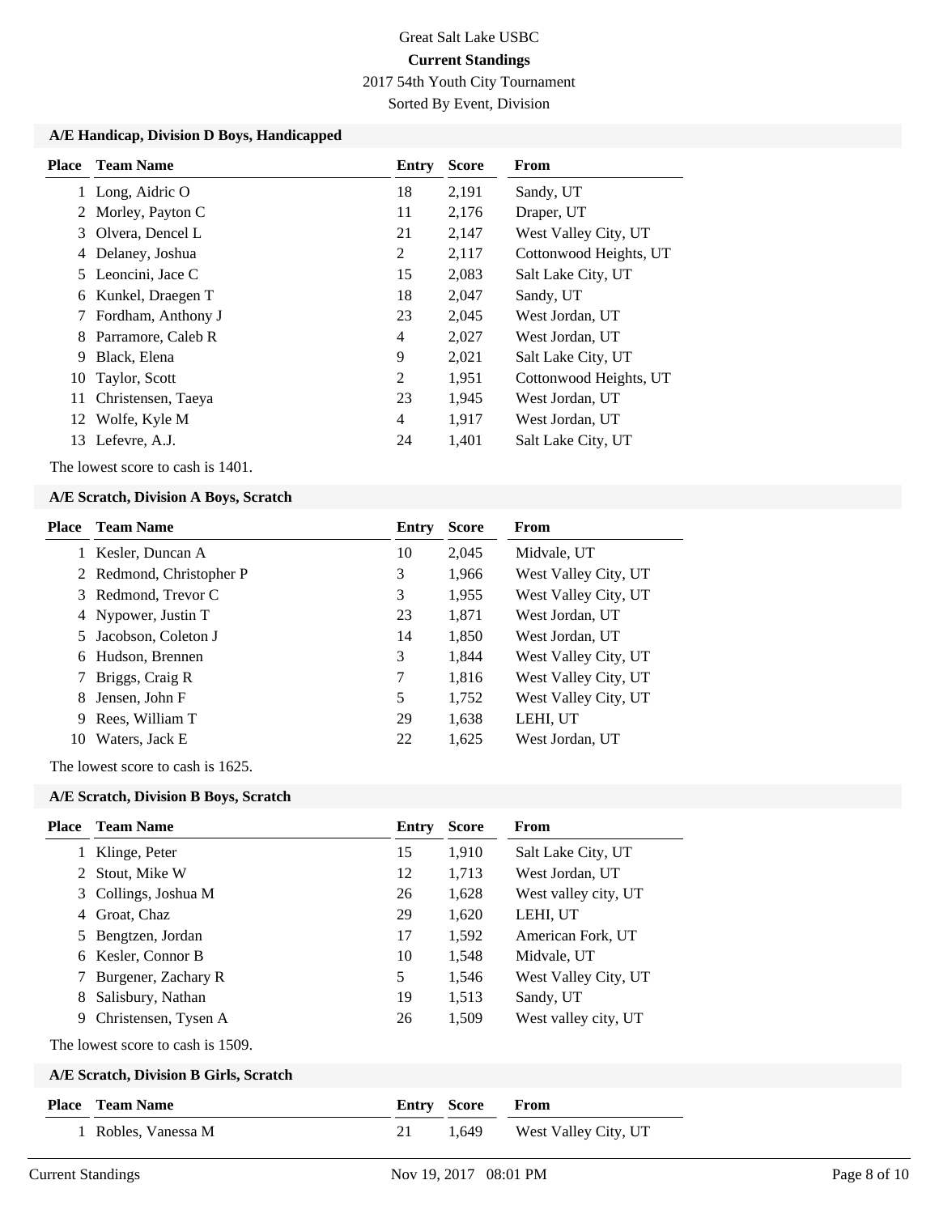Great Salt Lake USBC

**Current Standings**

2017 54th Youth City Tournament

Sorted By Event, Division

### A/E Handicap, Division D Boys, Handicapped

| Place | Team Name | Entry | Score | From |
|---|---|---|---|---|
| 1 | Long, Aidric O | 18 | 2,191 | Sandy, UT |
| 2 | Morley, Payton C | 11 | 2,176 | Draper, UT |
| 3 | Olvera, Dencel L | 21 | 2,147 | West Valley City, UT |
| 4 | Delaney, Joshua | 2 | 2,117 | Cottonwood Heights, UT |
| 5 | Leoncini, Jace C | 15 | 2,083 | Salt Lake City, UT |
| 6 | Kunkel, Draegen T | 18 | 2,047 | Sandy, UT |
| 7 | Fordham, Anthony J | 23 | 2,045 | West Jordan, UT |
| 8 | Parramore, Caleb R | 4 | 2,027 | West Jordan, UT |
| 9 | Black, Elena | 9 | 2,021 | Salt Lake City, UT |
| 10 | Taylor, Scott | 2 | 1,951 | Cottonwood Heights, UT |
| 11 | Christensen, Taeya | 23 | 1,945 | West Jordan, UT |
| 12 | Wolfe, Kyle M | 4 | 1,917 | West Jordan, UT |
| 13 | Lefevre, A.J. | 24 | 1,401 | Salt Lake City, UT |

The lowest score to cash is 1401.

### A/E Scratch, Division A Boys, Scratch

| Place | Team Name | Entry | Score | From |
|---|---|---|---|---|
| 1 | Kesler, Duncan A | 10 | 2,045 | Midvale, UT |
| 2 | Redmond, Christopher P | 3 | 1,966 | West Valley City, UT |
| 3 | Redmond, Trevor C | 3 | 1,955 | West Valley City, UT |
| 4 | Nypower, Justin T | 23 | 1,871 | West Jordan, UT |
| 5 | Jacobson, Coleton J | 14 | 1,850 | West Jordan, UT |
| 6 | Hudson, Brennen | 3 | 1,844 | West Valley City, UT |
| 7 | Briggs, Craig R | 7 | 1,816 | West Valley City, UT |
| 8 | Jensen, John F | 5 | 1,752 | West Valley City, UT |
| 9 | Rees, William T | 29 | 1,638 | LEHI, UT |
| 10 | Waters, Jack E | 22 | 1,625 | West Jordan, UT |

The lowest score to cash is 1625.

### A/E Scratch, Division B Boys, Scratch

| Place | Team Name | Entry | Score | From |
|---|---|---|---|---|
| 1 | Klinge, Peter | 15 | 1,910 | Salt Lake City, UT |
| 2 | Stout, Mike W | 12 | 1,713 | West Jordan, UT |
| 3 | Collings, Joshua M | 26 | 1,628 | West valley city, UT |
| 4 | Groat, Chaz | 29 | 1,620 | LEHI, UT |
| 5 | Bengtzen, Jordan | 17 | 1,592 | American Fork, UT |
| 6 | Kesler, Connor B | 10 | 1,548 | Midvale, UT |
| 7 | Burgener, Zachary R | 5 | 1,546 | West Valley City, UT |
| 8 | Salisbury, Nathan | 19 | 1,513 | Sandy, UT |
| 9 | Christensen, Tysen A | 26 | 1,509 | West valley city, UT |

The lowest score to cash is 1509.

### A/E Scratch, Division B Girls, Scratch

| Place | Team Name | Entry | Score | From |
|---|---|---|---|---|
| 1 | Robles, Vanessa M | 21 | 1,649 | West Valley City, UT |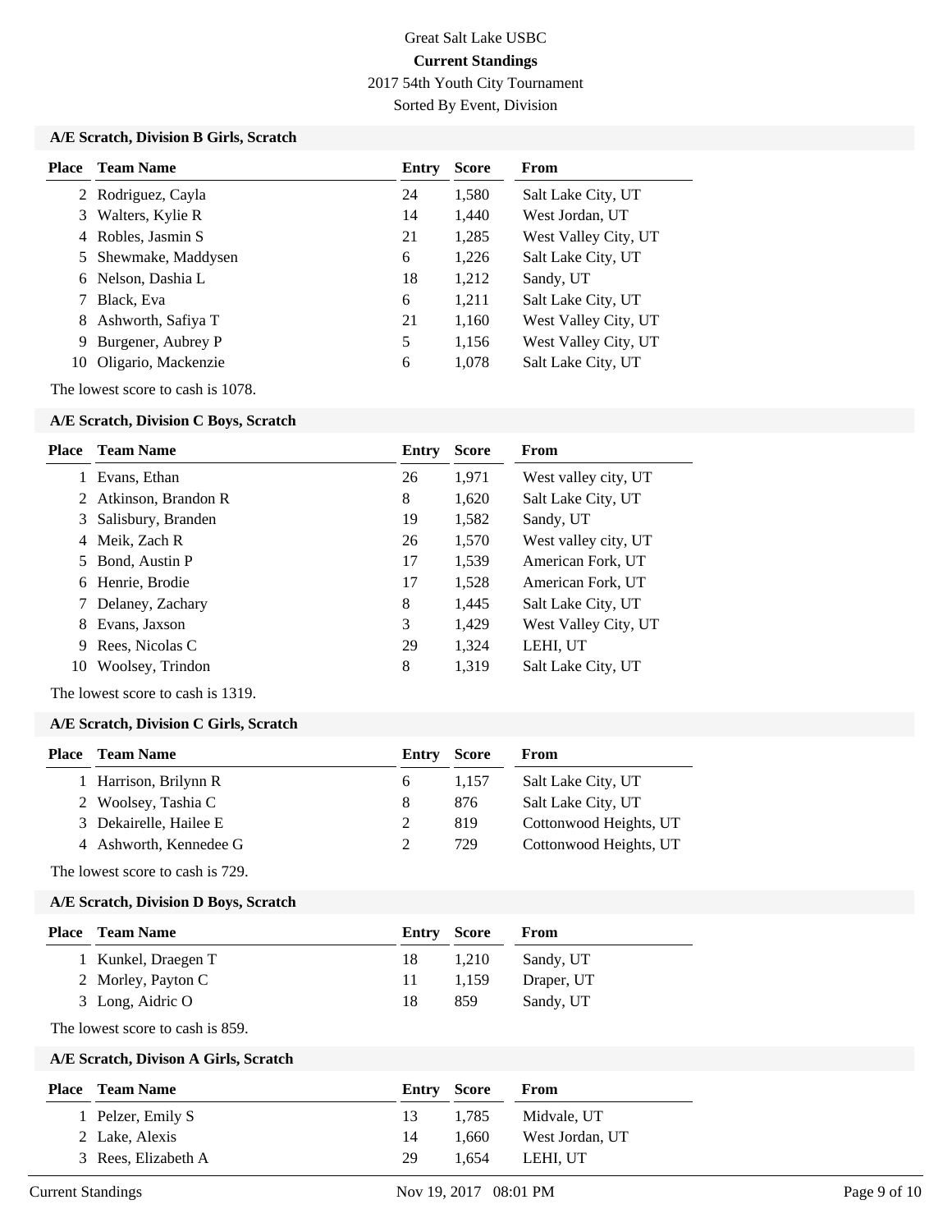Great Salt Lake USBC

**Current Standings**

2017 54th Youth City Tournament

Sorted By Event, Division

### A/E Scratch, Division B Girls, Scratch

| Place | Team Name | Entry | Score | From |
|---|---|---|---|---|
| 2 | Rodriguez, Cayla | 24 | 1,580 | Salt Lake City, UT |
| 3 | Walters, Kylie R | 14 | 1,440 | West Jordan, UT |
| 4 | Robles, Jasmin S | 21 | 1,285 | West Valley City, UT |
| 5 | Shewmake, Maddysen | 6 | 1,226 | Salt Lake City, UT |
| 6 | Nelson, Dashia L | 18 | 1,212 | Sandy, UT |
| 7 | Black, Eva | 6 | 1,211 | Salt Lake City, UT |
| 8 | Ashworth, Safiya T | 21 | 1,160 | West Valley City, UT |
| 9 | Burgener, Aubrey P | 5 | 1,156 | West Valley City, UT |
| 10 | Oligario, Mackenzie | 6 | 1,078 | Salt Lake City, UT |

The lowest score to cash is 1078.

### A/E Scratch, Division C Boys, Scratch

| Place | Team Name | Entry | Score | From |
|---|---|---|---|---|
| 1 | Evans, Ethan | 26 | 1,971 | West valley city, UT |
| 2 | Atkinson, Brandon R | 8 | 1,620 | Salt Lake City, UT |
| 3 | Salisbury, Branden | 19 | 1,582 | Sandy, UT |
| 4 | Meik, Zach R | 26 | 1,570 | West valley city, UT |
| 5 | Bond, Austin P | 17 | 1,539 | American Fork, UT |
| 6 | Henrie, Brodie | 17 | 1,528 | American Fork, UT |
| 7 | Delaney, Zachary | 8 | 1,445 | Salt Lake City, UT |
| 8 | Evans, Jaxson | 3 | 1,429 | West Valley City, UT |
| 9 | Rees, Nicolas C | 29 | 1,324 | LEHI, UT |
| 10 | Woolsey, Trindon | 8 | 1,319 | Salt Lake City, UT |

The lowest score to cash is 1319.

### A/E Scratch, Division C Girls, Scratch

| Place | Team Name | Entry | Score | From |
|---|---|---|---|---|
| 1 | Harrison, Brilynn R | 6 | 1,157 | Salt Lake City, UT |
| 2 | Woolsey, Tashia C | 8 | 876 | Salt Lake City, UT |
| 3 | Dekairelle, Hailee E | 2 | 819 | Cottonwood Heights, UT |
| 4 | Ashworth, Kennedee G | 2 | 729 | Cottonwood Heights, UT |

The lowest score to cash is 729.

### A/E Scratch, Division D Boys, Scratch

| Place | Team Name | Entry | Score | From |
|---|---|---|---|---|
| 1 | Kunkel, Draegen T | 18 | 1,210 | Sandy, UT |
| 2 | Morley, Payton C | 11 | 1,159 | Draper, UT |
| 3 | Long, Aidric O | 18 | 859 | Sandy, UT |

The lowest score to cash is 859.

### A/E Scratch, Divison A Girls, Scratch

| Place | Team Name | Entry | Score | From |
|---|---|---|---|---|
| 1 | Pelzer, Emily S | 13 | 1,785 | Midvale, UT |
| 2 | Lake, Alexis | 14 | 1,660 | West Jordan, UT |
| 3 | Rees, Elizabeth A | 29 | 1,654 | LEHI, UT |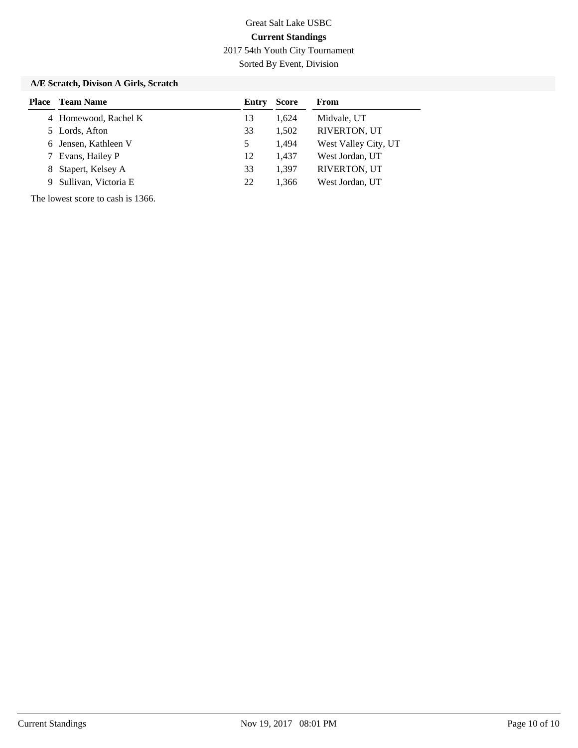Great Salt Lake USBC

**Current Standings**

2017 54th Youth City Tournament

Sorted By Event, Division

### A/E Scratch, Divison A Girls, Scratch

| Place | Team Name | Entry | Score | From |
|---|---|---|---|---|
| 4 | Homewood, Rachel K | 13 | 1,624 | Midvale, UT |
| 5 | Lords, Afton | 33 | 1,502 | RIVERTON, UT |
| 6 | Jensen, Kathleen V | 5 | 1,494 | West Valley City, UT |
| 7 | Evans, Hailey P | 12 | 1,437 | West Jordan, UT |
| 8 | Stapert, Kelsey A | 33 | 1,397 | RIVERTON, UT |
| 9 | Sullivan, Victoria E | 22 | 1,366 | West Jordan, UT |

The lowest score to cash is 1366.